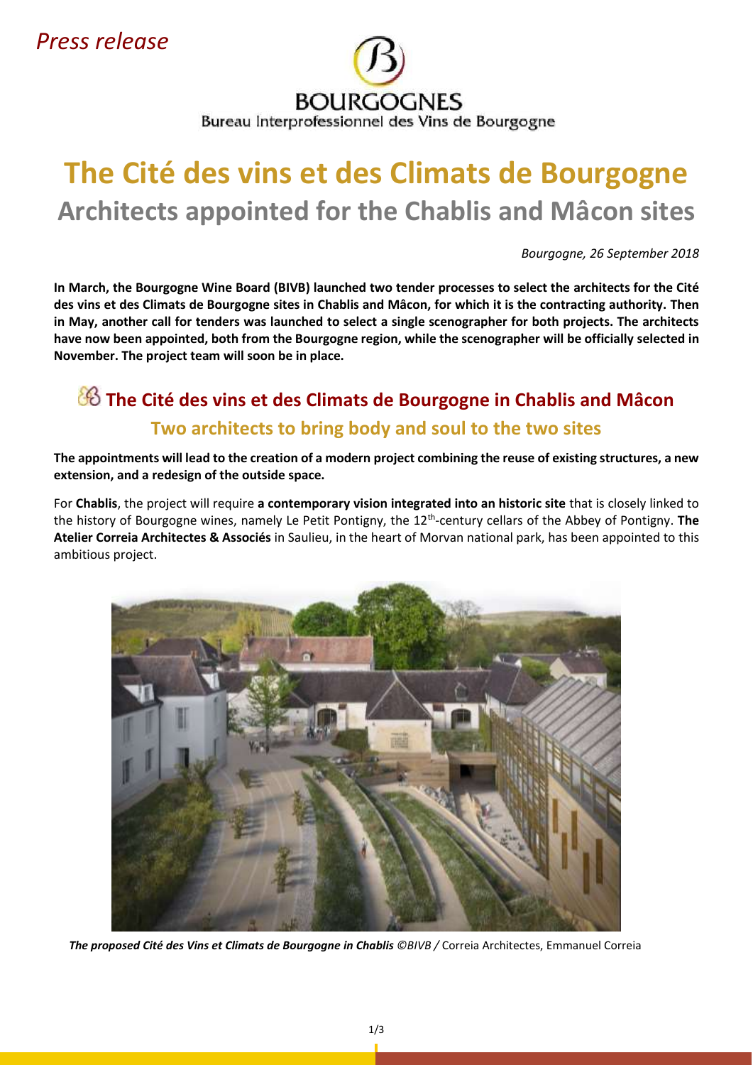*Press release*

BOURGOGNES
Bureau Interprofessionnel des Vins de Bourgogne

# The Cité des vins et des Climats de Bourgogne
## Architects appointed for the Chablis and Mâcon sites

*Bourgogne, 26 September 2018*

**In March, the Bourgogne Wine Board (BIVB) launched two tender processes to select the architects for the Cité des vins et des Climats de Bourgogne sites in Chablis and Mâcon, for which it is the contracting authority. Then in May, another call for tenders was launched to select a single scenographer for both projects. The architects have now been appointed, both from the Bourgogne region, while the scenographer will be officially selected in November. The project team will soon be in place.**

## The Cité des vins et des Climats de Bourgogne in Chablis and Mâcon
### Two architects to bring body and soul to the two sites

**The appointments will lead to the creation of a modern project combining the reuse of existing structures, a new extension, and a redesign of the outside space.**

For **Chablis**, the project will require **a contemporary vision integrated into an historic site** that is closely linked to the history of Bourgogne wines, namely Le Petit Pontigny, the 12th-century cellars of the Abbey of Pontigny. **The Atelier Correia Architectes & Associés** in Saulieu, in the heart of Morvan national park, has been appointed to this ambitious project.

***The proposed Cité des Vins et Climats de Bourgogne in Chablis ©BIVB /*** Correia Architectes, Emmanuel Correia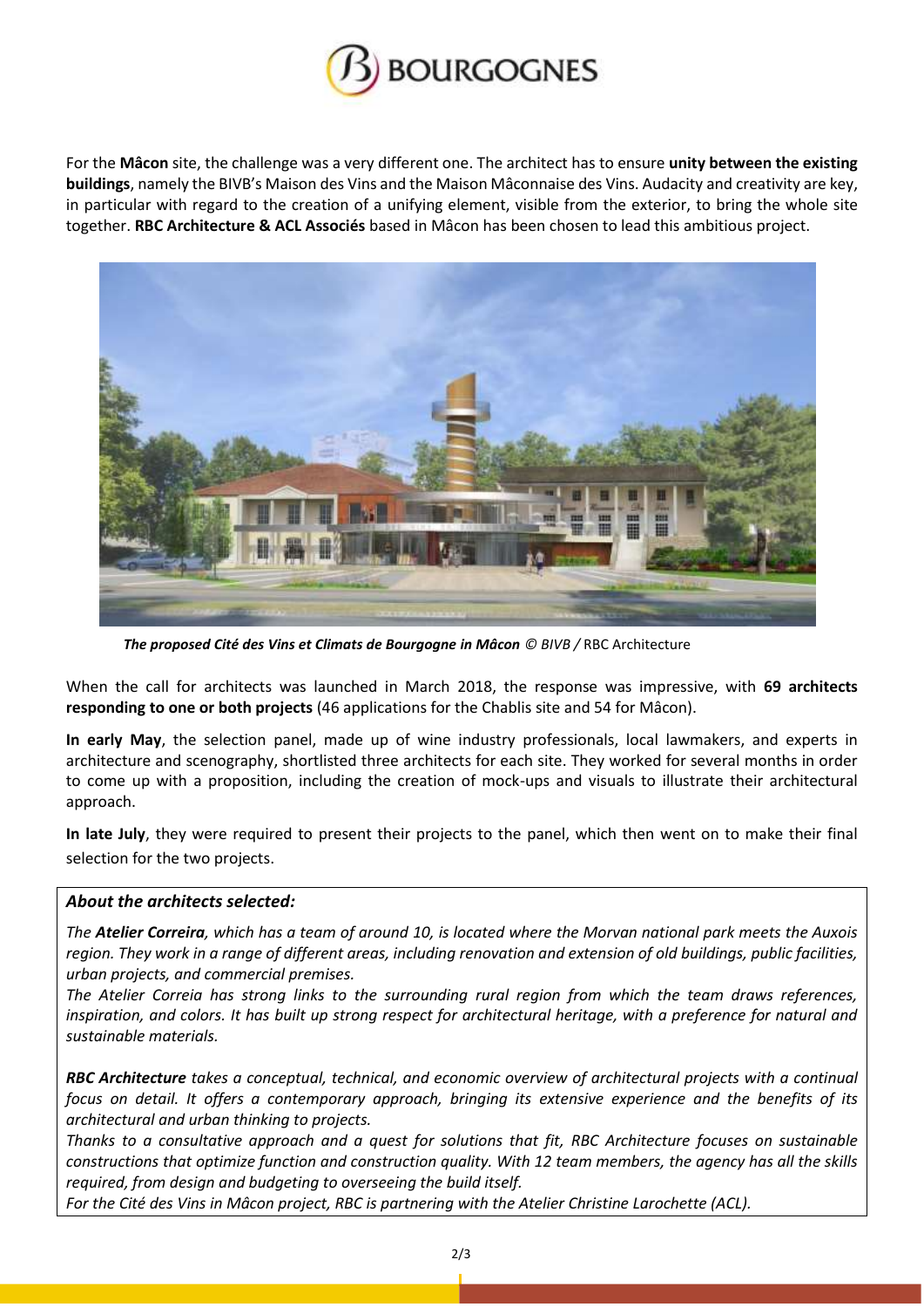For the **Mâcon** site, the challenge was a very different one. The architect has to ensure **unity between the existing buildings**, namely the BIVB's Maison des Vins and the Maison Mâconnaise des Vins. Audacity and creativity are key, in particular with regard to the creation of a unifying element, visible from the exterior, to bring the whole site together. **RBC Architecture & ACL Associés** based in Mâcon has been chosen to lead this ambitious project.

***The proposed Cité des Vins et Climats de Bourgogne in Mâcon** © BIVB /* RBC Architecture

When the call for architects was launched in March 2018, the response was impressive, with **69 architects responding to one or both projects** (46 applications for the Chablis site and 54 for Mâcon).

**In early May**, the selection panel, made up of wine industry professionals, local lawmakers, and experts in architecture and scenography, shortlisted three architects for each site. They worked for several months in order to come up with a proposition, including the creation of mock-ups and visuals to illustrate their architectural approach.

**In late July**, they were required to present their projects to the panel, which then went on to make their final selection for the two projects.

### *About the architects selected:*

*The **Atelier Correira**, which has a team of around 10, is located where the Morvan national park meets the Auxois region. They work in a range of different areas, including renovation and extension of old buildings, public facilities, urban projects, and commercial premises.*
*The Atelier Correia has strong links to the surrounding rural region from which the team draws references, inspiration, and colors. It has built up strong respect for architectural heritage, with a preference for natural and sustainable materials.*

***RBC Architecture** takes a conceptual, technical, and economic overview of architectural projects with a continual focus on detail. It offers a contemporary approach, bringing its extensive experience and the benefits of its architectural and urban thinking to projects.*
*Thanks to a consultative approach and a quest for solutions that fit, RBC Architecture focuses on sustainable constructions that optimize function and construction quality. With 12 team members, the agency has all the skills required, from design and budgeting to overseeing the build itself.*
*For the Cité des Vins in Mâcon project, RBC is partnering with the Atelier Christine Larochette (ACL).*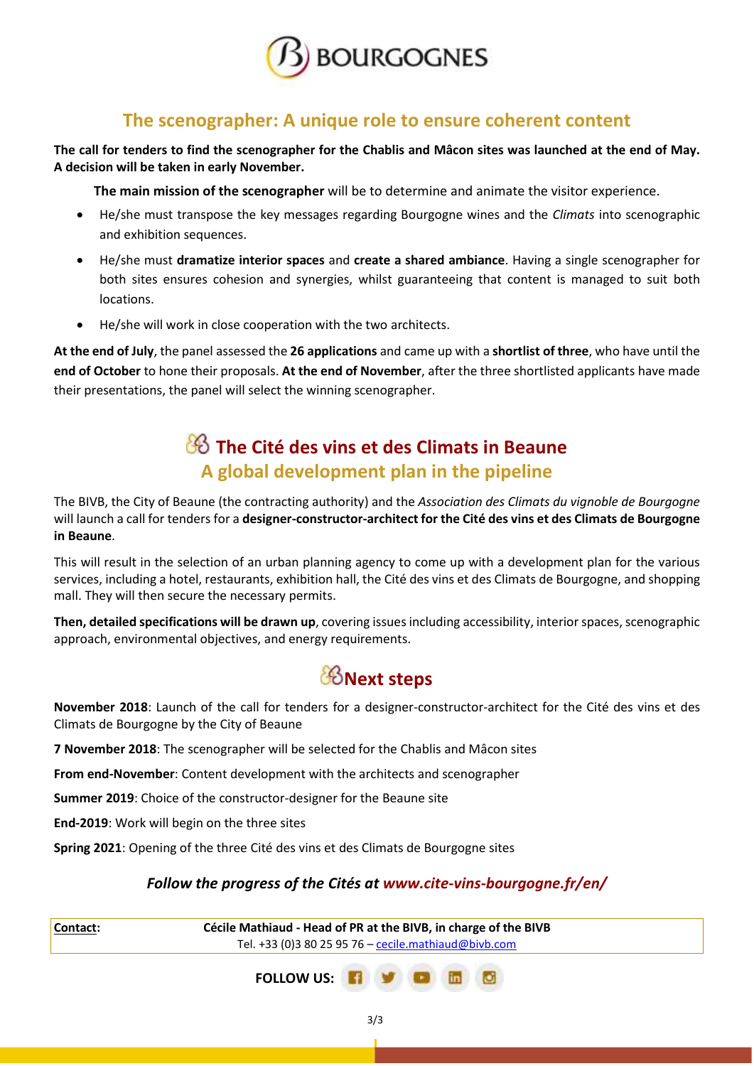## The scenographer: A unique role to ensure coherent content

**The call for tenders to find the scenographer for the Chablis and Mâcon sites was launched at the end of May. A decision will be taken in early November.**

**The main mission of the scenographer** will be to determine and animate the visitor experience.

- He/she must transpose the key messages regarding Bourgogne wines and the *Climats* into scenographic and exhibition sequences.
- He/she must **dramatize interior spaces** and **create a shared ambiance**. Having a single scenographer for both sites ensures cohesion and synergies, whilst guaranteeing that content is managed to suit both locations.
- He/she will work in close cooperation with the two architects.

**At the end of July**, the panel assessed the **26 applications** and came up with a **shortlist of three**, who have until the **end of October** to hone their proposals. **At the end of November**, after the three shortlisted applicants have made their presentations, the panel will select the winning scenographer.

## The Cité des vins et des Climats in Beaune
## A global development plan in the pipeline

The BIVB, the City of Beaune (the contracting authority) and the *Association des Climats du vignoble de Bourgogne* will launch a call for tenders for a **designer-constructor-architect for the Cité des vins et des Climats de Bourgogne in Beaune**.

This will result in the selection of an urban planning agency to come up with a development plan for the various services, including a hotel, restaurants, exhibition hall, the Cité des vins et des Climats de Bourgogne, and shopping mall. They will then secure the necessary permits.

**Then, detailed specifications will be drawn up**, covering issues including accessibility, interior spaces, scenographic approach, environmental objectives, and energy requirements.

## Next steps

**November 2018**: Launch of the call for tenders for a designer-constructor-architect for the Cité des vins et des Climats de Bourgogne by the City of Beaune

**7 November 2018**: The scenographer will be selected for the Chablis and Mâcon sites

**From end-November**: Content development with the architects and scenographer

**Summer 2019**: Choice of the constructor-designer for the Beaune site

**End-2019**: Work will begin on the three sites

**Spring 2021**: Opening of the three Cité des vins et des Climats de Bourgogne sites

***Follow the progress of the Cités at www.cite-vins-bourgogne.fr/en/***

| | |
|---|---|
| **Contact:** | **Cécile Mathiaud - Head of PR at the BIVB, in charge of the BIVB**<br>Tel. +33 (0)3 80 25 95 76 – cecile.mathiaud@bivb.com |

**FOLLOW US:**